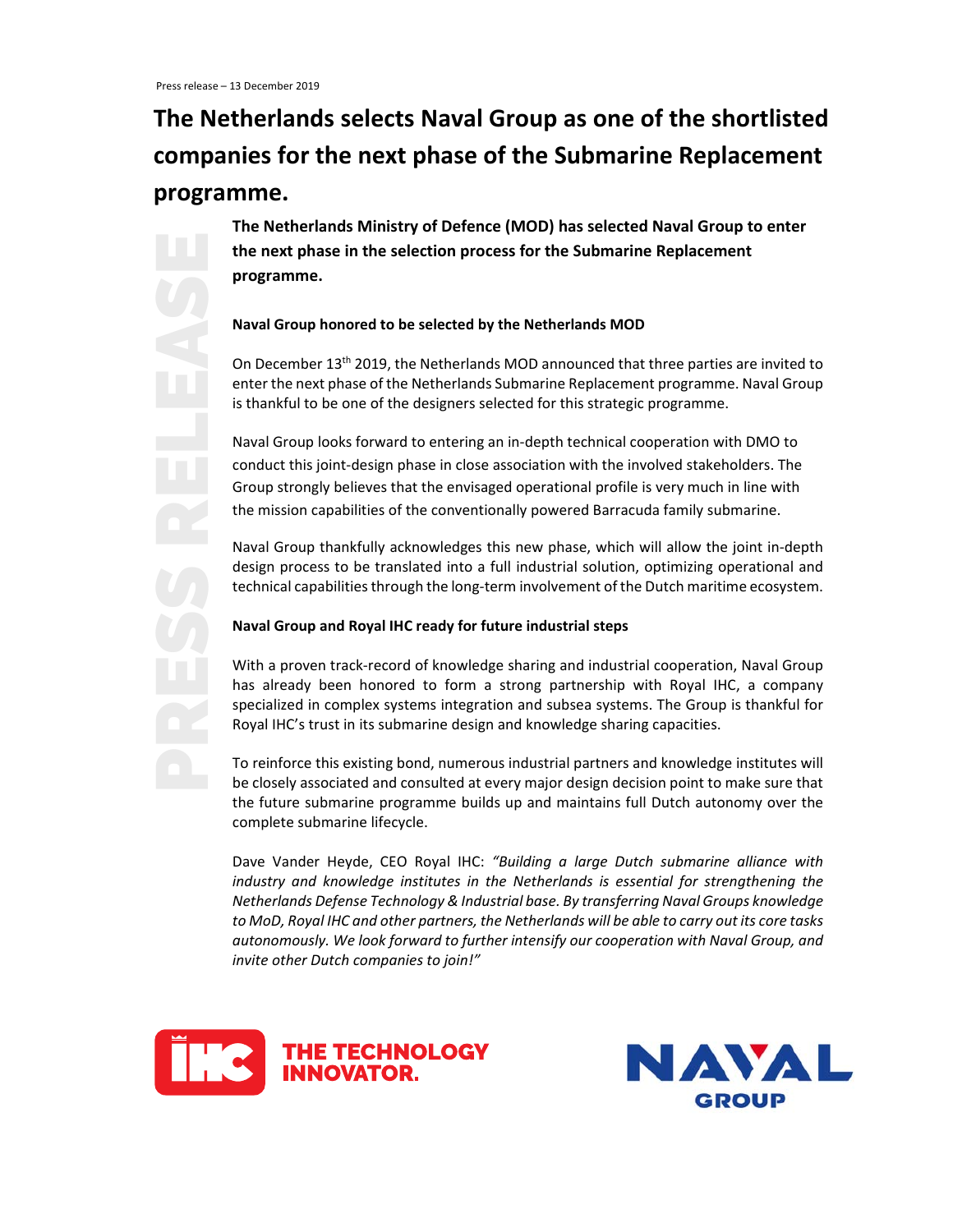Press release – 13 December 2019

# The Netherlands selects Naval Group as one of the shortlisted companies for the next phase of the Submarine Replacement programme.

**The Netherlands Ministry of Defence (MOD) has selected Naval Group to enter the next phase in the selection process for the Submarine Replacement programme.**

**Naval Group honored to be selected by the Netherlands MOD**

On December 13th 2019, the Netherlands MOD announced that three parties are invited to enter the next phase of the Netherlands Submarine Replacement programme. Naval Group is thankful to be one of the designers selected for this strategic programme.

Naval Group looks forward to entering an in-depth technical cooperation with DMO to conduct this joint-design phase in close association with the involved stakeholders. The Group strongly believes that the envisaged operational profile is very much in line with the mission capabilities of the conventionally powered Barracuda family submarine.

Naval Group thankfully acknowledges this new phase, which will allow the joint in-depth design process to be translated into a full industrial solution, optimizing operational and technical capabilities through the long-term involvement of the Dutch maritime ecosystem.

**Naval Group and Royal IHC ready for future industrial steps**

With a proven track-record of knowledge sharing and industrial cooperation, Naval Group has already been honored to form a strong partnership with Royal IHC, a company specialized in complex systems integration and subsea systems. The Group is thankful for Royal IHC's trust in its submarine design and knowledge sharing capacities.

To reinforce this existing bond, numerous industrial partners and knowledge institutes will be closely associated and consulted at every major design decision point to make sure that the future submarine programme builds up and maintains full Dutch autonomy over the complete submarine lifecycle.

Dave Vander Heyde, CEO Royal IHC: *"Building a large Dutch submarine alliance with industry and knowledge institutes in the Netherlands is essential for strengthening the Netherlands Defense Technology & Industrial base. By transferring Naval Groups knowledge to MoD, Royal IHC and other partners, the Netherlands will be able to carry out its core tasks autonomously. We look forward to further intensify our cooperation with Naval Group, and invite other Dutch companies to join!"*

IHC THE TECHNOLOGY INNOVATOR.

NAVAL GROUP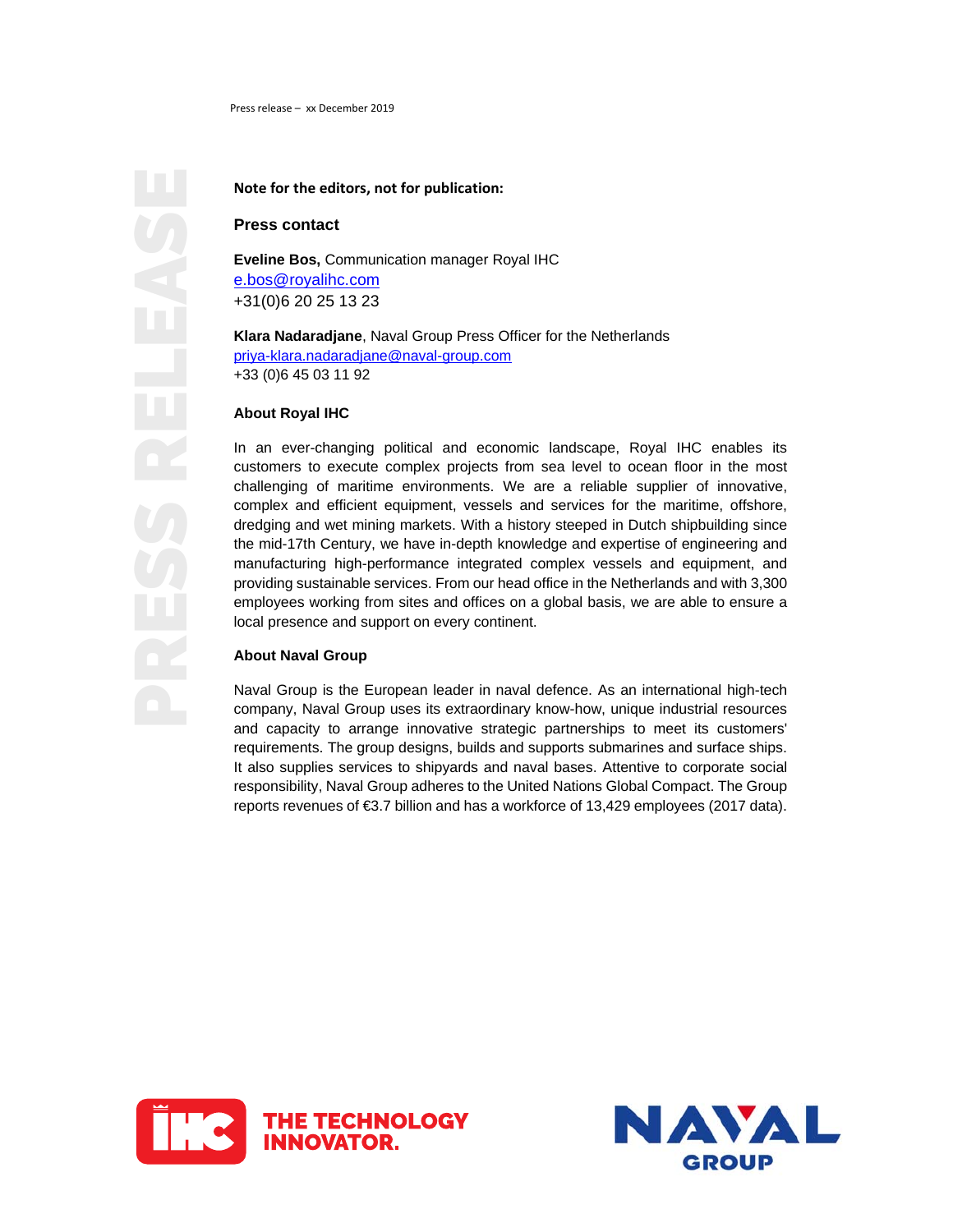**Note for the editors, not for publication:**

## Press contact

**Eveline Bos,** Communication manager Royal IHC
e.bos@royalihc.com
+31(0)6 20 25 13 23

**Klara Nadaradjane**, Naval Group Press Officer for the Netherlands
priya-klara.nadaradjane@naval-group.com
+33 (0)6 45 03 11 92

### About Royal IHC

In an ever-changing political and economic landscape, Royal IHC enables its customers to execute complex projects from sea level to ocean floor in the most challenging of maritime environments. We are a reliable supplier of innovative, complex and efficient equipment, vessels and services for the maritime, offshore, dredging and wet mining markets. With a history steeped in Dutch shipbuilding since the mid-17th Century, we have in-depth knowledge and expertise of engineering and manufacturing high-performance integrated complex vessels and equipment, and providing sustainable services. From our head office in the Netherlands and with 3,300 employees working from sites and offices on a global basis, we are able to ensure a local presence and support on every continent.

### About Naval Group

Naval Group is the European leader in naval defence. As an international high-tech company, Naval Group uses its extraordinary know-how, unique industrial resources and capacity to arrange innovative strategic partnerships to meet its customers' requirements. The group designs, builds and supports submarines and surface ships. It also supplies services to shipyards and naval bases. Attentive to corporate social responsibility, Naval Group adheres to the United Nations Global Compact. The Group reports revenues of €3.7 billion and has a workforce of 13,429 employees (2017 data).

IHC THE TECHNOLOGY INNOVATOR.

NAVAL GROUP